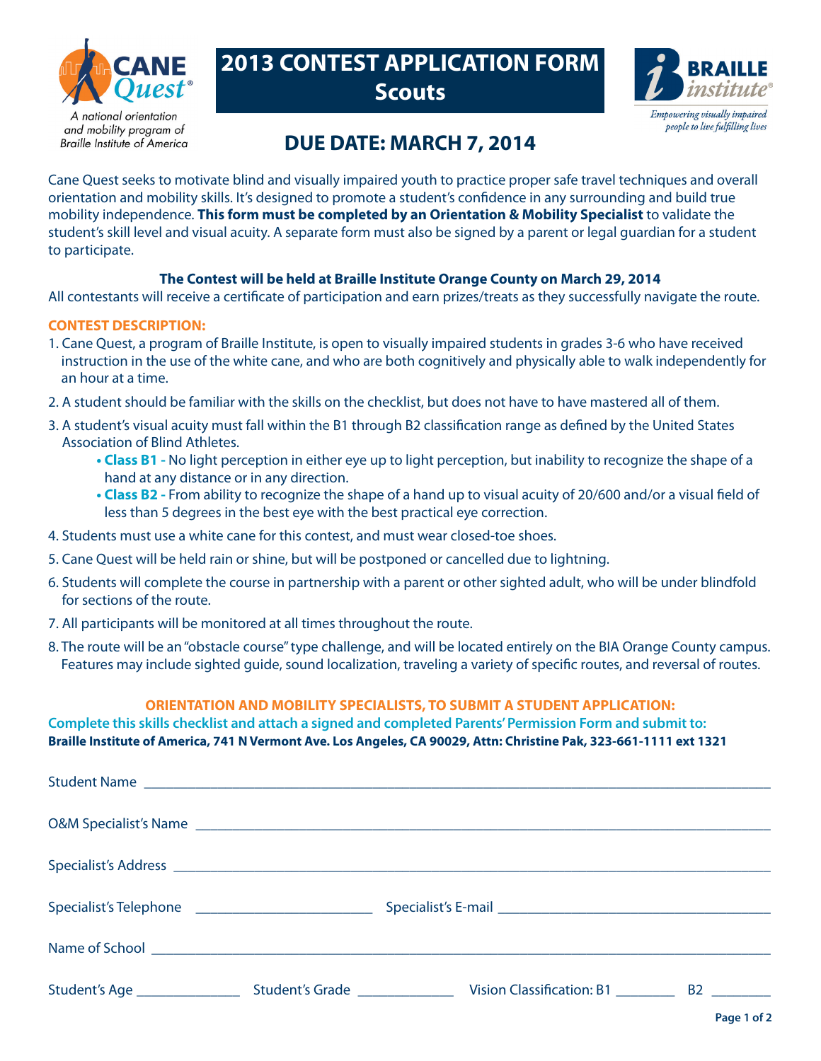CANE Quest®

*A national orientation and mobility program of Braille Institute of America*

# 2013 CONTEST APPLICATION FORM
## Scouts

BRAILLE institute®

*Empowering visually impaired people to live fulfilling lives*

## DUE DATE: MARCH 7, 2014

Cane Quest seeks to motivate blind and visually impaired youth to practice proper safe travel techniques and overall orientation and mobility skills. It's designed to promote a student's confidence in any surrounding and build true mobility independence. **This form must be completed by an Orientation & Mobility Specialist** to validate the student's skill level and visual acuity. A separate form must also be signed by a parent or legal guardian for a student to participate.

**The Contest will be held at Braille Institute Orange County on March 29, 2014**

All contestants will receive a certificate of participation and earn prizes/treats as they successfully navigate the route.

### CONTEST DESCRIPTION:

1. Cane Quest, a program of Braille Institute, is open to visually impaired students in grades 3-6 who have received instruction in the use of the white cane, and who are both cognitively and physically able to walk independently for an hour at a time.
2. A student should be familiar with the skills on the checklist, but does not have to have mastered all of them.
3. A student's visual acuity must fall within the B1 through B2 classification range as defined by the United States Association of Blind Athletes.
   - **Class B1 -** No light perception in either eye up to light perception, but inability to recognize the shape of a hand at any distance or in any direction.
   - **Class B2 -** From ability to recognize the shape of a hand up to visual acuity of 20/600 and/or a visual field of less than 5 degrees in the best eye with the best practical eye correction.
4. Students must use a white cane for this contest, and must wear closed-toe shoes.
5. Cane Quest will be held rain or shine, but will be postponed or cancelled due to lightning.
6. Students will complete the course in partnership with a parent or other sighted adult, who will be under blindfold for sections of the route.
7. All participants will be monitored at all times throughout the route.
8. The route will be an "obstacle course" type challenge, and will be located entirely on the BIA Orange County campus. Features may include sighted guide, sound localization, traveling a variety of specific routes, and reversal of routes.

**ORIENTATION AND MOBILITY SPECIALISTS, TO SUBMIT A STUDENT APPLICATION:**

**Complete this skills checklist and attach a signed and completed Parents' Permission Form and submit to:**

**Braille Institute of America, 741 N Vermont Ave. Los Angeles, CA 90029, Attn: Christine Pak, 323-661-1111 ext 1321**

Student Name ______________________________________________

O&M Specialist's Name ______________________________________________

Specialist's Address ______________________________________________

Specialist's Telephone ________________________ Specialist's E-mail ________________________

Name of School ______________________________________________

Student's Age ______________ Student's Grade ______________ Vision Classification: B1 ________ B2 ________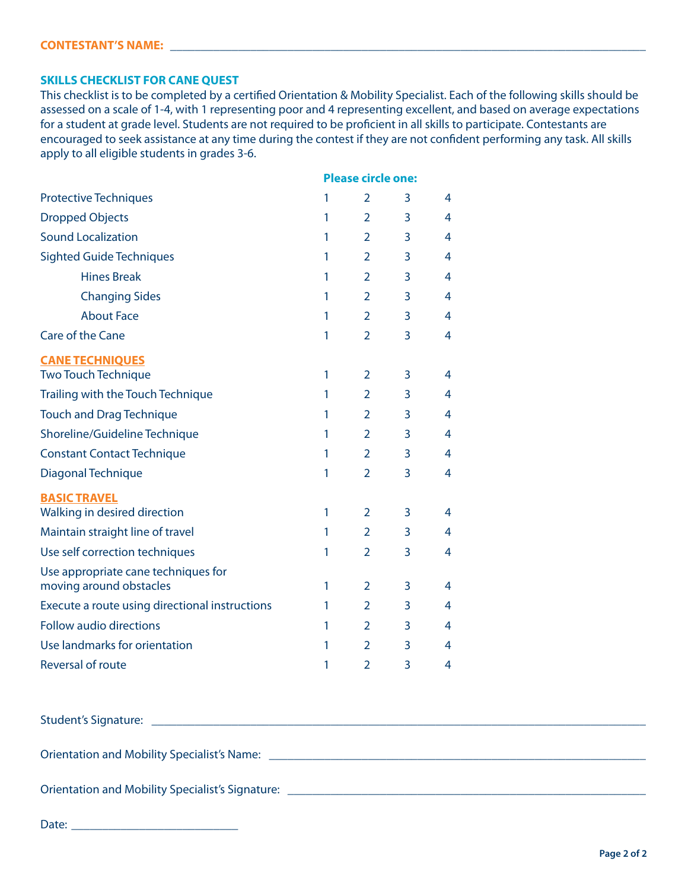**CONTESTANT'S NAME:** ______________________________________________

## SKILLS CHECKLIST FOR CANE QUEST

This checklist is to be completed by a certified Orientation & Mobility Specialist. Each of the following skills should be assessed on a scale of 1-4, with 1 representing poor and 4 representing excellent, and based on average expectations for a student at grade level. Students are not required to be proficient in all skills to participate. Contestants are encouraged to seek assistance at any time during the contest if they are not confident performing any task. All skills apply to all eligible students in grades 3-6.

| | **Please circle one:** | | | |
|---|---|---|---|---|
| Protective Techniques | 1 | 2 | 3 | 4 |
| Dropped Objects | 1 | 2 | 3 | 4 |
| Sound Localization | 1 | 2 | 3 | 4 |
| Sighted Guide Techniques | 1 | 2 | 3 | 4 |
| Hines Break | 1 | 2 | 3 | 4 |
| Changing Sides | 1 | 2 | 3 | 4 |
| About Face | 1 | 2 | 3 | 4 |
| Care of the Cane | 1 | 2 | 3 | 4 |
| **CANE TECHNIQUES** | | | | |
| Two Touch Technique | 1 | 2 | 3 | 4 |
| Trailing with the Touch Technique | 1 | 2 | 3 | 4 |
| Touch and Drag Technique | 1 | 2 | 3 | 4 |
| Shoreline/Guideline Technique | 1 | 2 | 3 | 4 |
| Constant Contact Technique | 1 | 2 | 3 | 4 |
| Diagonal Technique | 1 | 2 | 3 | 4 |
| **BASIC TRAVEL** | | | | |
| Walking in desired direction | 1 | 2 | 3 | 4 |
| Maintain straight line of travel | 1 | 2 | 3 | 4 |
| Use self correction techniques | 1 | 2 | 3 | 4 |
| Use appropriate cane techniques for moving around obstacles | 1 | 2 | 3 | 4 |
| Execute a route using directional instructions | 1 | 2 | 3 | 4 |
| Follow audio directions | 1 | 2 | 3 | 4 |
| Use landmarks for orientation | 1 | 2 | 3 | 4 |
| Reversal of route | 1 | 2 | 3 | 4 |

Student's Signature: ______________________________________________

Orientation and Mobility Specialist's Name: ______________________________________________

Orientation and Mobility Specialist's Signature: ______________________________________________

Date: ____________________________